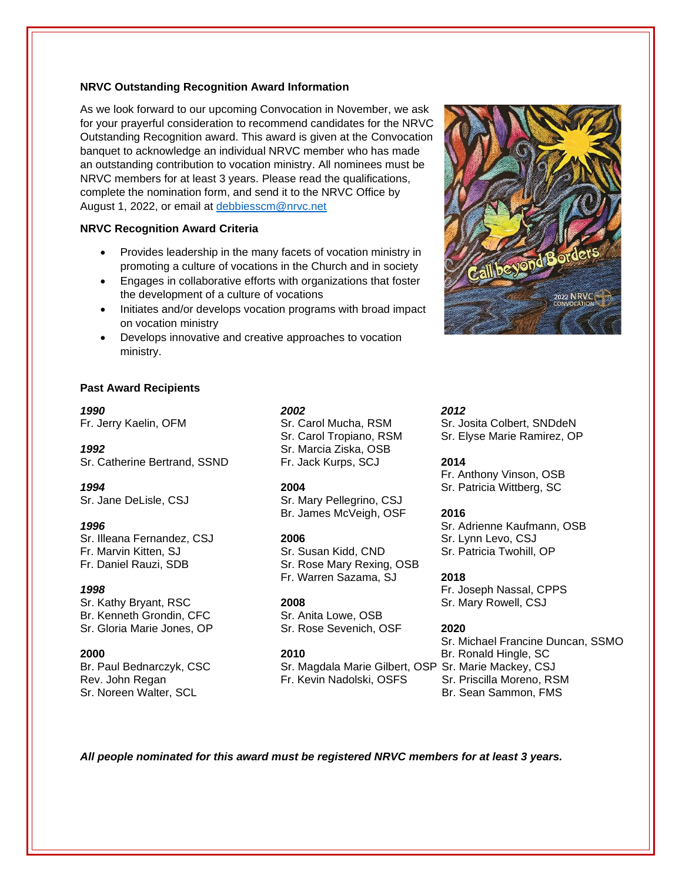**NRVC Outstanding Recognition Award Information**

As we look forward to our upcoming Convocation in November, we ask for your prayerful consideration to recommend candidates for the NRVC Outstanding Recognition award. This award is given at the Convocation banquet to acknowledge an individual NRVC member who has made an outstanding contribution to vocation ministry. All nominees must be NRVC members for at least 3 years. Please read the qualifications, complete the nomination form, and send it to the NRVC Office by August 1, 2022, or email at debbiesscm@nrvc.net

**NRVC Recognition Award Criteria**

- Provides leadership in the many facets of vocation ministry in promoting a culture of vocations in the Church and in society
- Engages in collaborative efforts with organizations that foster the development of a culture of vocations
- Initiates and/or develops vocation programs with broad impact on vocation ministry
- Develops innovative and creative approaches to vocation ministry.

**Past Award Recipients**

***1990***
Fr. Jerry Kaelin, OFM

***1992***
Sr. Catherine Bertrand, SSND

***1994***
Sr. Jane DeLisle, CSJ

***1996***
Sr. Illeana Fernandez, CSJ
Fr. Marvin Kitten, SJ
Fr. Daniel Rauzi, SDB

***1998***
Sr. Kathy Bryant, RSC
Br. Kenneth Grondin, CFC
Sr. Gloria Marie Jones, OP

**2000**
Br. Paul Bednarczyk, CSC
Rev. John Regan
Sr. Noreen Walter, SCL

***2002***
Sr. Carol Mucha, RSM
Sr. Carol Tropiano, RSM
Sr. Marcia Ziska, OSB
Fr. Jack Kurps, SCJ

**2004**
Sr. Mary Pellegrino, CSJ
Br. James McVeigh, OSF

**2006**
Sr. Susan Kidd, CND
Sr. Rose Mary Rexing, OSB
Fr. Warren Sazama, SJ

**2008**
Sr. Anita Lowe, OSB
Sr. Rose Sevenich, OSF

**2010**
Sr. Magdala Marie Gilbert, OSP
Fr. Kevin Nadolski, OSFS

***2012***
Sr. Josita Colbert, SNDdeN
Sr. Elyse Marie Ramirez, OP

**2014**
Fr. Anthony Vinson, OSB
Sr. Patricia Wittberg, SC

**2016**
Sr. Adrienne Kaufmann, OSB
Sr. Lynn Levo, CSJ
Sr. Patricia Twohill, OP

**2018**
Fr. Joseph Nassal, CPPS
Sr. Mary Rowell, CSJ

**2020**
Sr. Michael Francine Duncan, SSMO
Br. Ronald Hingle, SC
Sr. Marie Mackey, CSJ
Sr. Priscilla Moreno, RSM
Br. Sean Sammon, FMS

***All people nominated for this award must be registered NRVC members for at least 3 years.***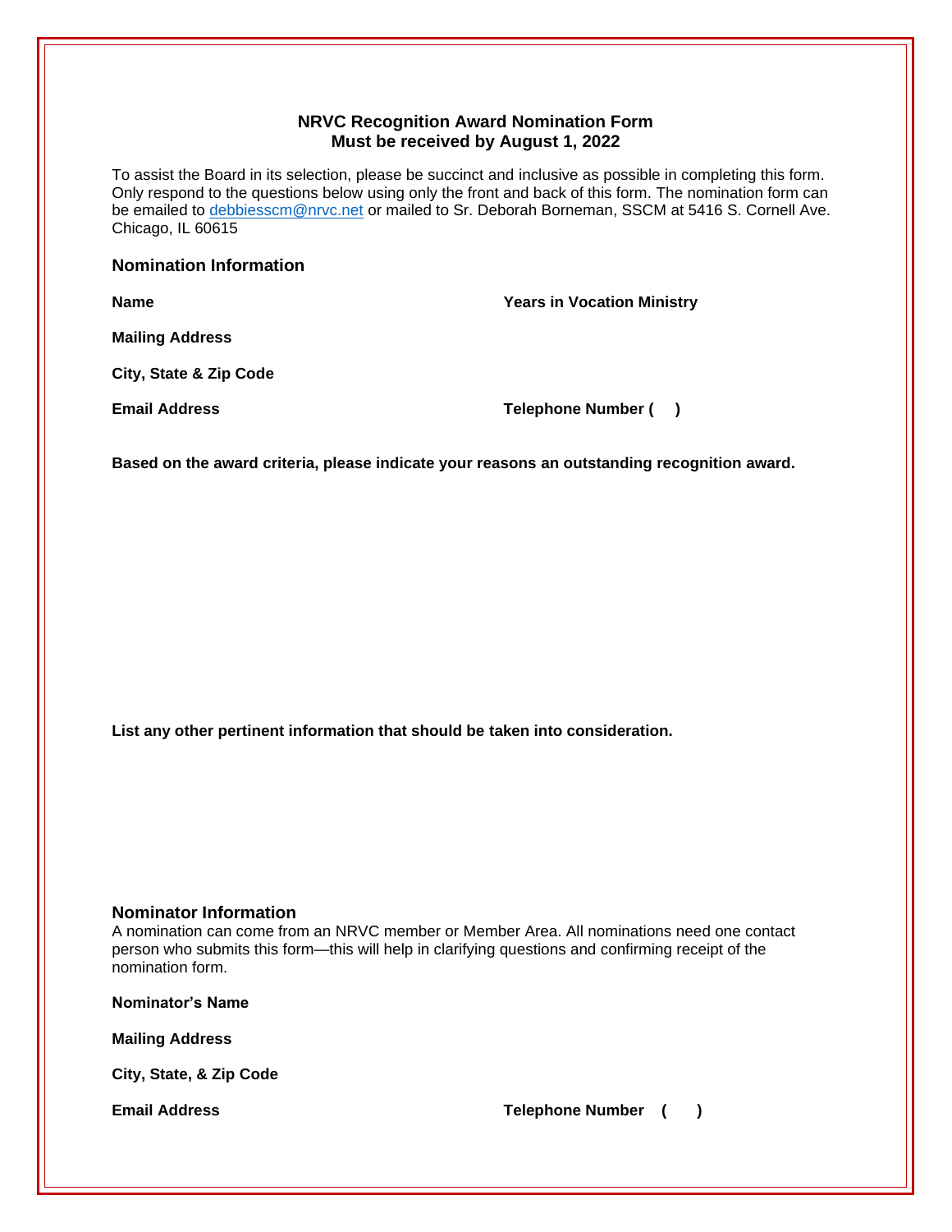## NRVC Recognition Award Nomination Form
## Must be received by August 1, 2022

To assist the Board in its selection, please be succinct and inclusive as possible in completing this form. Only respond to the questions below using only the front and back of this form. The nomination form can be emailed to debbiesscm@nrvc.net or mailed to Sr. Deborah Borneman, SSCM at 5416 S. Cornell Ave. Chicago, IL 60615

### Nomination Information

**Name** **Years in Vocation Ministry**

**Mailing Address**

**City, State & Zip Code**

**Email Address** **Telephone Number ( )**

**Based on the award criteria, please indicate your reasons an outstanding recognition award.**

**List any other pertinent information that should be taken into consideration.**

### Nominator Information

A nomination can come from an NRVC member or Member Area. All nominations need one contact person who submits this form—this will help in clarifying questions and confirming receipt of the nomination form.

**Nominator's Name**

**Mailing Address**

**City, State, & Zip Code**

**Email Address** **Telephone Number ( )**